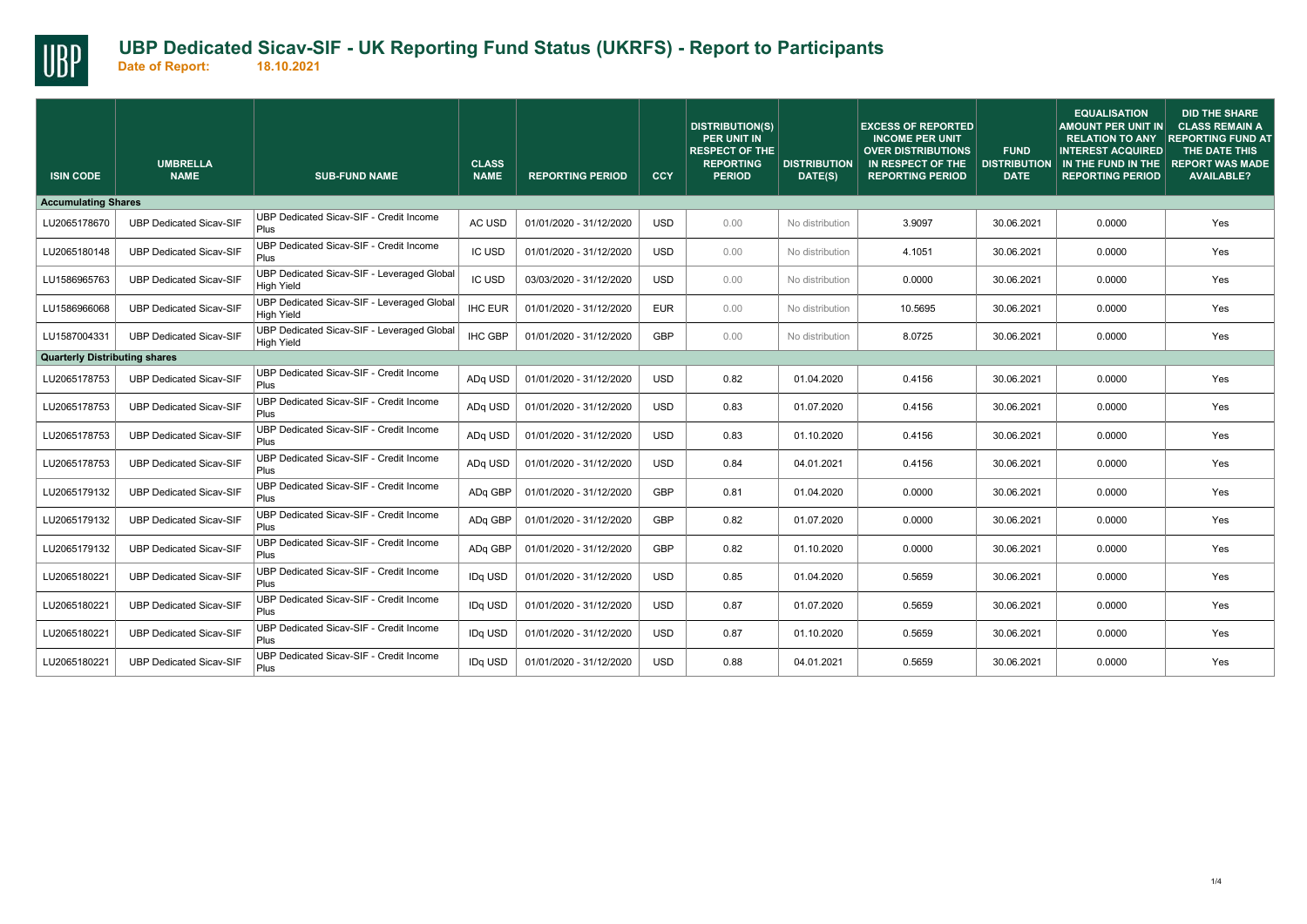# UBP Dedicated Sicav-SIF - UK Reporting Fund Status (UKRFS) - Report to Participants

**Date of Report: 18.10.2021**

| ISIN CODE | UMBRELLA NAME | SUB-FUND NAME | CLASS NAME | REPORTING PERIOD | CCY | DISTRIBUTION(S) PER UNIT IN RESPECT OF THE REPORTING PERIOD | DISTRIBUTION DATE(S) | EXCESS OF REPORTED INCOME PER UNIT OVER DISTRIBUTIONS IN RESPECT OF THE REPORTING PERIOD | FUND DISTRIBUTION DATE | EQUALISATION AMOUNT PER UNIT IN RELATION TO ANY INTEREST ACQUIRED IN THE FUND IN THE REPORTING PERIOD | DID THE SHARE CLASS REMAIN A REPORTING FUND AT THE DATE THIS REPORT WAS MADE AVAILABLE? |
|---|---|---|---|---|---|---|---|---|---|---|---|
| **Accumulating Shares** | | | | | | | | | | | |
| LU2065178670 | UBP Dedicated Sicav-SIF | UBP Dedicated Sicav-SIF - Credit Income Plus | AC USD | 01/01/2020 - 31/12/2020 | USD | 0.00 | No distribution | 3.9097 | 30.06.2021 | 0.0000 | Yes |
| LU2065180148 | UBP Dedicated Sicav-SIF | UBP Dedicated Sicav-SIF - Credit Income Plus | IC USD | 01/01/2020 - 31/12/2020 | USD | 0.00 | No distribution | 4.1051 | 30.06.2021 | 0.0000 | Yes |
| LU1586965763 | UBP Dedicated Sicav-SIF | UBP Dedicated Sicav-SIF - Leveraged Global High Yield | IC USD | 03/03/2020 - 31/12/2020 | USD | 0.00 | No distribution | 0.0000 | 30.06.2021 | 0.0000 | Yes |
| LU1586966068 | UBP Dedicated Sicav-SIF | UBP Dedicated Sicav-SIF - Leveraged Global High Yield | IHC EUR | 01/01/2020 - 31/12/2020 | EUR | 0.00 | No distribution | 10.5695 | 30.06.2021 | 0.0000 | Yes |
| LU1587004331 | UBP Dedicated Sicav-SIF | UBP Dedicated Sicav-SIF - Leveraged Global High Yield | IHC GBP | 01/01/2020 - 31/12/2020 | GBP | 0.00 | No distribution | 8.0725 | 30.06.2021 | 0.0000 | Yes |
| **Quarterly Distributing shares** | | | | | | | | | | | |
| LU2065178753 | UBP Dedicated Sicav-SIF | UBP Dedicated Sicav-SIF - Credit Income Plus | ADq USD | 01/01/2020 - 31/12/2020 | USD | 0.82 | 01.04.2020 | 0.4156 | 30.06.2021 | 0.0000 | Yes |
| LU2065178753 | UBP Dedicated Sicav-SIF | UBP Dedicated Sicav-SIF - Credit Income Plus | ADq USD | 01/01/2020 - 31/12/2020 | USD | 0.83 | 01.07.2020 | 0.4156 | 30.06.2021 | 0.0000 | Yes |
| LU2065178753 | UBP Dedicated Sicav-SIF | UBP Dedicated Sicav-SIF - Credit Income Plus | ADq USD | 01/01/2020 - 31/12/2020 | USD | 0.83 | 01.10.2020 | 0.4156 | 30.06.2021 | 0.0000 | Yes |
| LU2065178753 | UBP Dedicated Sicav-SIF | UBP Dedicated Sicav-SIF - Credit Income Plus | ADq USD | 01/01/2020 - 31/12/2020 | USD | 0.84 | 04.01.2021 | 0.4156 | 30.06.2021 | 0.0000 | Yes |
| LU2065179132 | UBP Dedicated Sicav-SIF | UBP Dedicated Sicav-SIF - Credit Income Plus | ADq GBP | 01/01/2020 - 31/12/2020 | GBP | 0.81 | 01.04.2020 | 0.0000 | 30.06.2021 | 0.0000 | Yes |
| LU2065179132 | UBP Dedicated Sicav-SIF | UBP Dedicated Sicav-SIF - Credit Income Plus | ADq GBP | 01/01/2020 - 31/12/2020 | GBP | 0.82 | 01.07.2020 | 0.0000 | 30.06.2021 | 0.0000 | Yes |
| LU2065179132 | UBP Dedicated Sicav-SIF | UBP Dedicated Sicav-SIF - Credit Income Plus | ADq GBP | 01/01/2020 - 31/12/2020 | GBP | 0.82 | 01.10.2020 | 0.0000 | 30.06.2021 | 0.0000 | Yes |
| LU2065180221 | UBP Dedicated Sicav-SIF | UBP Dedicated Sicav-SIF - Credit Income Plus | IDq USD | 01/01/2020 - 31/12/2020 | USD | 0.85 | 01.04.2020 | 0.5659 | 30.06.2021 | 0.0000 | Yes |
| LU2065180221 | UBP Dedicated Sicav-SIF | UBP Dedicated Sicav-SIF - Credit Income Plus | IDq USD | 01/01/2020 - 31/12/2020 | USD | 0.87 | 01.07.2020 | 0.5659 | 30.06.2021 | 0.0000 | Yes |
| LU2065180221 | UBP Dedicated Sicav-SIF | UBP Dedicated Sicav-SIF - Credit Income Plus | IDq USD | 01/01/2020 - 31/12/2020 | USD | 0.87 | 01.10.2020 | 0.5659 | 30.06.2021 | 0.0000 | Yes |
| LU2065180221 | UBP Dedicated Sicav-SIF | UBP Dedicated Sicav-SIF - Credit Income Plus | IDq USD | 01/01/2020 - 31/12/2020 | USD | 0.88 | 04.01.2021 | 0.5659 | 30.06.2021 | 0.0000 | Yes |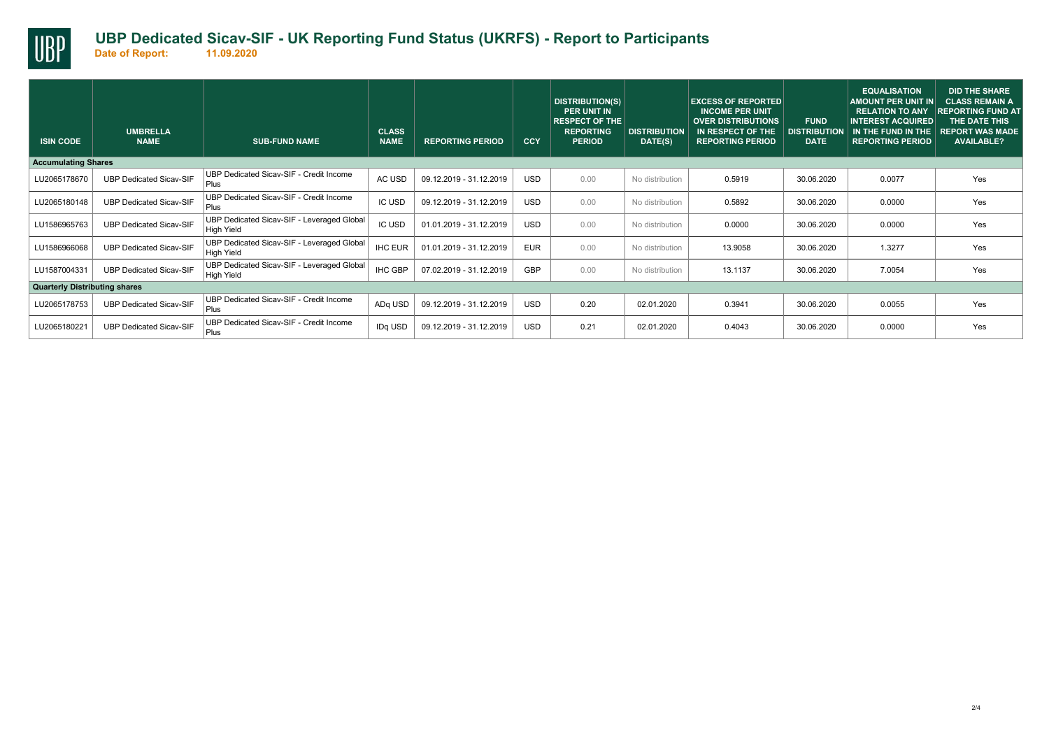# UBP Dedicated Sicav-SIF - UK Reporting Fund Status (UKRFS) - Report to Participants

**Date of Report: 11.09.2020**

| ISIN CODE | UMBRELLA NAME | SUB-FUND NAME | CLASS NAME | REPORTING PERIOD | CCY | DISTRIBUTION(S) PER UNIT IN RESPECT OF THE REPORTING PERIOD | DISTRIBUTION DATE(S) | EXCESS OF REPORTED INCOME PER UNIT OVER DISTRIBUTIONS IN RESPECT OF THE REPORTING PERIOD | FUND DISTRIBUTION DATE | EQUALISATION AMOUNT PER UNIT IN RELATION TO ANY INTEREST ACQUIRED IN THE FUND IN THE REPORTING PERIOD | DID THE SHARE CLASS REMAIN A REPORTING FUND AT THE DATE THIS REPORT WAS MADE AVAILABLE? |
|---|---|---|---|---|---|---|---|---|---|---|---|
| **Accumulating Shares** | | | | | | | | | | | |
| LU2065178670 | UBP Dedicated Sicav-SIF | UBP Dedicated Sicav-SIF - Credit Income Plus | AC USD | 09.12.2019 - 31.12.2019 | USD | 0.00 | No distribution | 0.5919 | 30.06.2020 | 0.0077 | Yes |
| LU2065180148 | UBP Dedicated Sicav-SIF | UBP Dedicated Sicav-SIF - Credit Income Plus | IC USD | 09.12.2019 - 31.12.2019 | USD | 0.00 | No distribution | 0.5892 | 30.06.2020 | 0.0000 | Yes |
| LU1586965763 | UBP Dedicated Sicav-SIF | UBP Dedicated Sicav-SIF - Leveraged Global High Yield | IC USD | 01.01.2019 - 31.12.2019 | USD | 0.00 | No distribution | 0.0000 | 30.06.2020 | 0.0000 | Yes |
| LU1586966068 | UBP Dedicated Sicav-SIF | UBP Dedicated Sicav-SIF - Leveraged Global High Yield | IHC EUR | 01.01.2019 - 31.12.2019 | EUR | 0.00 | No distribution | 13.9058 | 30.06.2020 | 1.3277 | Yes |
| LU1587004331 | UBP Dedicated Sicav-SIF | UBP Dedicated Sicav-SIF - Leveraged Global High Yield | IHC GBP | 07.02.2019 - 31.12.2019 | GBP | 0.00 | No distribution | 13.1137 | 30.06.2020 | 7.0054 | Yes |
| **Quarterly Distributing shares** | | | | | | | | | | | |
| LU2065178753 | UBP Dedicated Sicav-SIF | UBP Dedicated Sicav-SIF - Credit Income Plus | ADq USD | 09.12.2019 - 31.12.2019 | USD | 0.20 | 02.01.2020 | 0.3941 | 30.06.2020 | 0.0055 | Yes |
| LU2065180221 | UBP Dedicated Sicav-SIF | UBP Dedicated Sicav-SIF - Credit Income Plus | IDq USD | 09.12.2019 - 31.12.2019 | USD | 0.21 | 02.01.2020 | 0.4043 | 30.06.2020 | 0.0000 | Yes |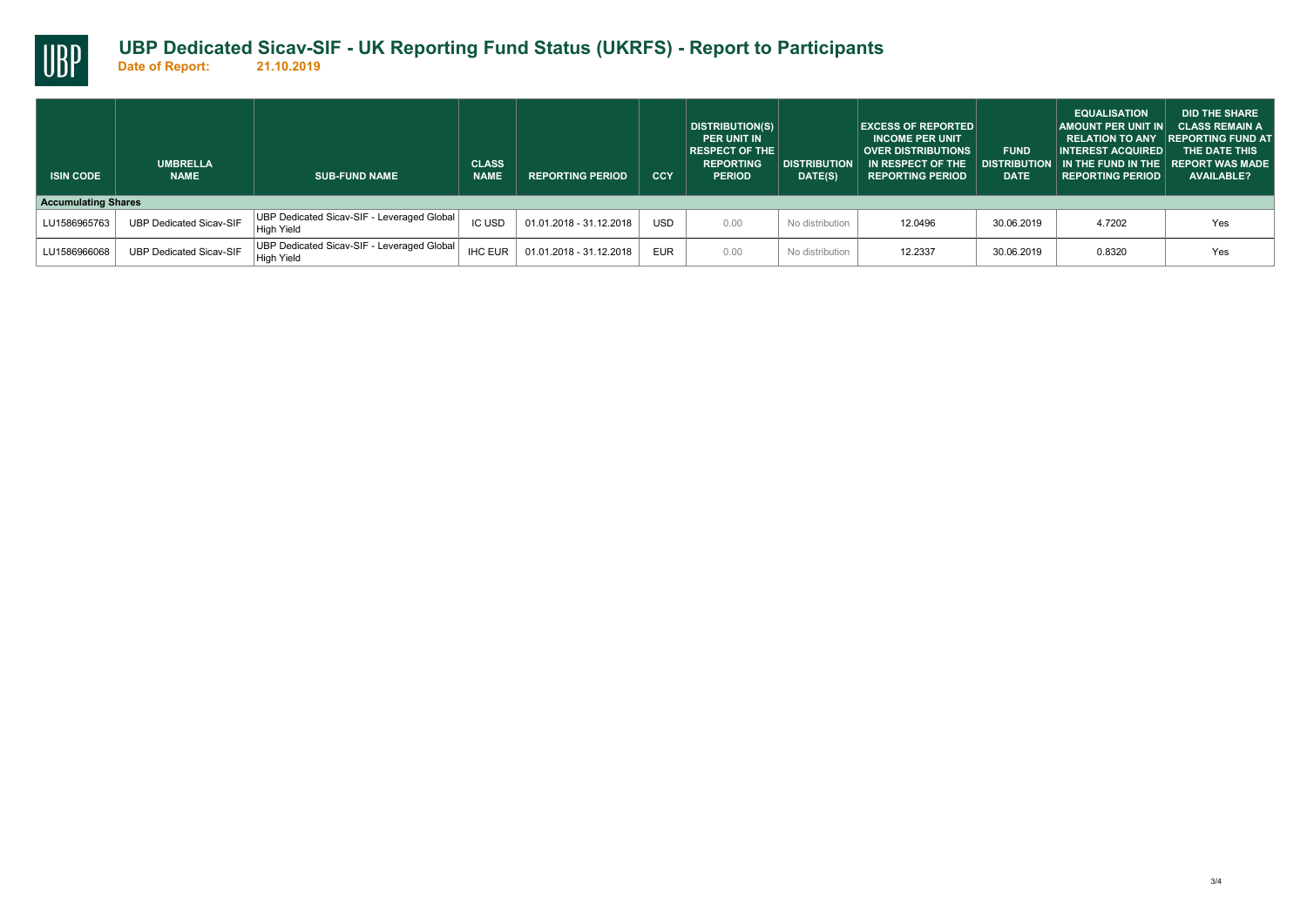# UBP Dedicated Sicav-SIF - UK Reporting Fund Status (UKRFS) - Report to Participants

**Date of Report: 21.10.2019**

| ISIN CODE | UMBRELLA NAME | SUB-FUND NAME | CLASS NAME | REPORTING PERIOD | CCY | DISTRIBUTION(S) PER UNIT IN RESPECT OF THE REPORTING PERIOD | DISTRIBUTION DATE(S) | EXCESS OF REPORTED INCOME PER UNIT OVER DISTRIBUTIONS IN RESPECT OF THE REPORTING PERIOD | FUND DISTRIBUTION DATE | EQUALISATION AMOUNT PER UNIT IN RELATION TO ANY INTEREST ACQUIRED IN THE FUND IN THE REPORTING PERIOD | DID THE SHARE CLASS REMAIN A REPORTING FUND AT THE DATE THIS REPORT WAS MADE AVAILABLE? |
|---|---|---|---|---|---|---|---|---|---|---|---|
| **Accumulating Shares** | | | | | | | | | | | |
| LU1586965763 | UBP Dedicated Sicav-SIF | UBP Dedicated Sicav-SIF - Leveraged Global High Yield | IC USD | 01.01.2018 - 31.12.2018 | USD | 0.00 | No distribution | 12.0496 | 30.06.2019 | 4.7202 | Yes |
| LU1586966068 | UBP Dedicated Sicav-SIF | UBP Dedicated Sicav-SIF - Leveraged Global High Yield | IHC EUR | 01.01.2018 - 31.12.2018 | EUR | 0.00 | No distribution | 12.2337 | 30.06.2019 | 0.8320 | Yes |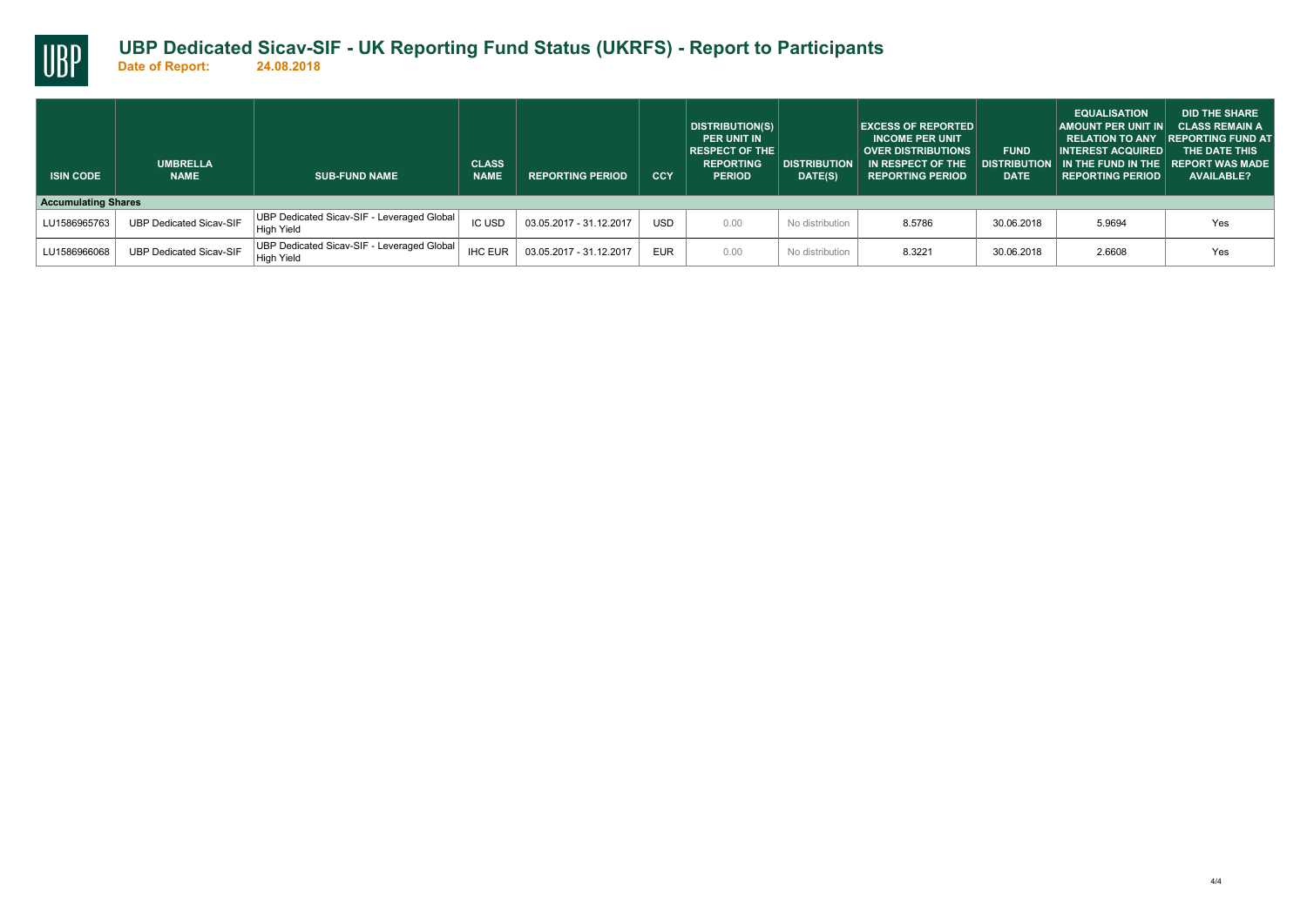# UBP Dedicated Sicav-SIF - UK Reporting Fund Status (UKRFS) - Report to Participants

**Date of Report: 24.08.2018**

| ISIN CODE | UMBRELLA NAME | SUB-FUND NAME | CLASS NAME | REPORTING PERIOD | CCY | DISTRIBUTION(S) PER UNIT IN RESPECT OF THE REPORTING PERIOD | DISTRIBUTION DATE(S) | EXCESS OF REPORTED INCOME PER UNIT OVER DISTRIBUTIONS IN RESPECT OF THE REPORTING PERIOD | FUND DISTRIBUTION DATE | EQUALISATION AMOUNT PER UNIT IN RELATION TO ANY INTEREST ACQUIRED IN THE FUND IN THE REPORTING PERIOD | DID THE SHARE CLASS REMAIN A REPORTING FUND AT THE DATE THIS REPORT WAS MADE AVAILABLE? |
|---|---|---|---|---|---|---|---|---|---|---|---|
| **Accumulating Shares** | | | | | | | | | | | |
| LU1586965763 | UBP Dedicated Sicav-SIF | UBP Dedicated Sicav-SIF - Leveraged Global High Yield | IC USD | 03.05.2017 - 31.12.2017 | USD | 0.00 | No distribution | 8.5786 | 30.06.2018 | 5.9694 | Yes |
| LU1586966068 | UBP Dedicated Sicav-SIF | UBP Dedicated Sicav-SIF - Leveraged Global High Yield | IHC EUR | 03.05.2017 - 31.12.2017 | EUR | 0.00 | No distribution | 8.3221 | 30.06.2018 | 2.6608 | Yes |